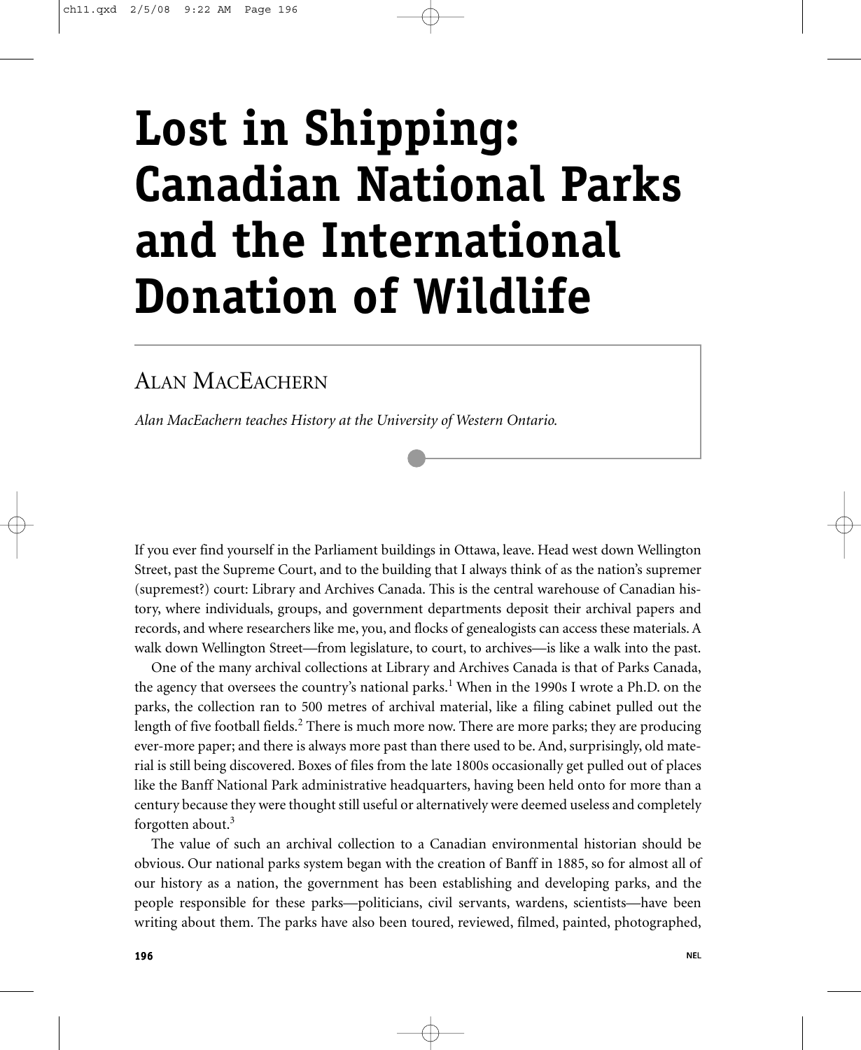# Lost in Shipping: Canadian National Parks and the International Donation of Wildlife

## ALAN MACEACHERN

*Alan MacEachern teaches History at the University of Western Ontario.*

If you ever find yourself in the Parliament buildings in Ottawa, leave. Head west down Wellington Street, past the Supreme Court, and to the building that I always think of as the nation's supremer (supremest?) court: Library and Archives Canada. This is the central warehouse of Canadian history, where individuals, groups, and government departments deposit their archival papers and records, and where researchers like me, you, and flocks of genealogists can access these materials. A walk down Wellington Street—from legislature, to court, to archives—is like a walk into the past.

One of the many archival collections at Library and Archives Canada is that of Parks Canada, the agency that oversees the country's national parks.[1] When in the 1990s I wrote a Ph.D. on the parks, the collection ran to 500 metres of archival material, like a filing cabinet pulled out the length of five football fields.[2] There is much more now. There are more parks; they are producing ever-more paper; and there is always more past than there used to be. And, surprisingly, old material is still being discovered. Boxes of files from the late 1800s occasionally get pulled out of places like the Banff National Park administrative headquarters, having been held onto for more than a century because they were thought still useful or alternatively were deemed useless and completely forgotten about.[3]

The value of such an archival collection to a Canadian environmental historian should be obvious. Our national parks system began with the creation of Banff in 1885, so for almost all of our history as a nation, the government has been establishing and developing parks, and the people responsible for these parks—politicians, civil servants, wardens, scientists—have been writing about them. The parks have also been toured, reviewed, filmed, painted, photographed,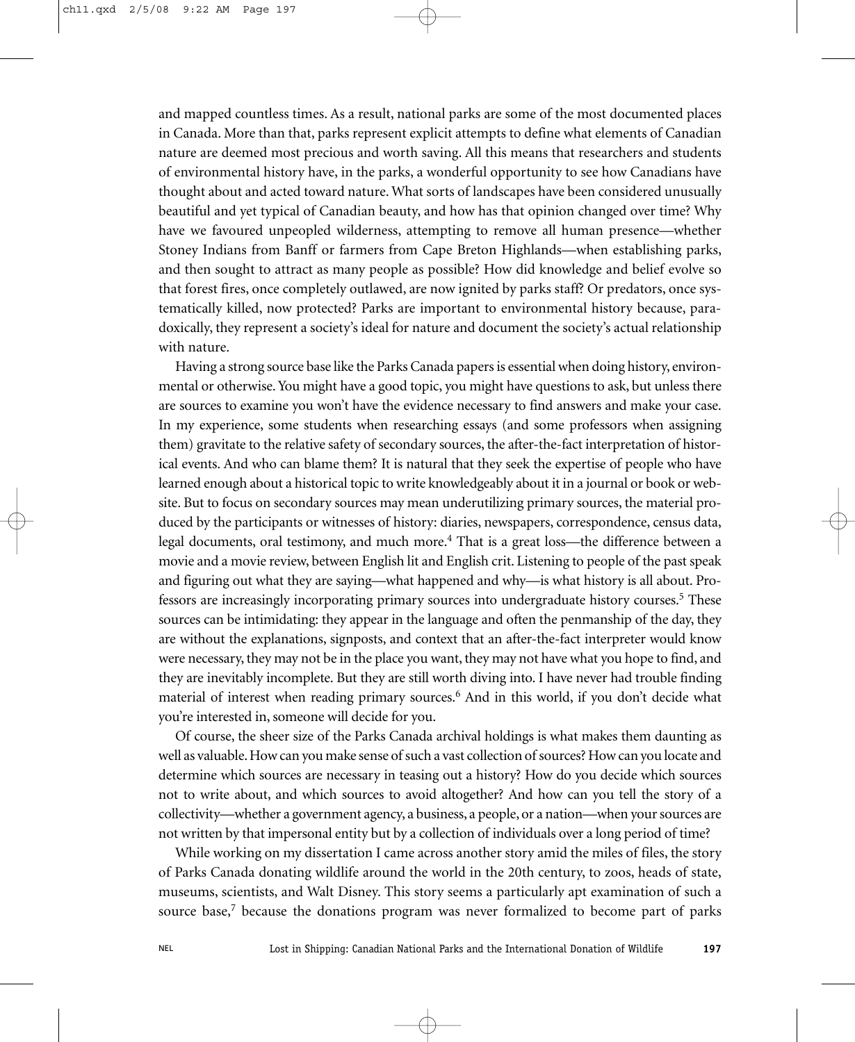and mapped countless times. As a result, national parks are some of the most documented places in Canada. More than that, parks represent explicit attempts to define what elements of Canadian nature are deemed most precious and worth saving. All this means that researchers and students of environmental history have, in the parks, a wonderful opportunity to see how Canadians have thought about and acted toward nature. What sorts of landscapes have been considered unusually beautiful and yet typical of Canadian beauty, and how has that opinion changed over time? Why have we favoured unpeopled wilderness, attempting to remove all human presence—whether Stoney Indians from Banff or farmers from Cape Breton Highlands—when establishing parks, and then sought to attract as many people as possible? How did knowledge and belief evolve so that forest fires, once completely outlawed, are now ignited by parks staff? Or predators, once systematically killed, now protected? Parks are important to environmental history because, paradoxically, they represent a society's ideal for nature and document the society's actual relationship with nature.

Having a strong source base like the Parks Canada papers is essential when doing history, environmental or otherwise. You might have a good topic, you might have questions to ask, but unless there are sources to examine you won't have the evidence necessary to find answers and make your case. In my experience, some students when researching essays (and some professors when assigning them) gravitate to the relative safety of secondary sources, the after-the-fact interpretation of historical events. And who can blame them? It is natural that they seek the expertise of people who have learned enough about a historical topic to write knowledgeably about it in a journal or book or website. But to focus on secondary sources may mean underutilizing primary sources, the material produced by the participants or witnesses of history: diaries, newspapers, correspondence, census data, legal documents, oral testimony, and much more.[4] That is a great loss—the difference between a movie and a movie review, between English lit and English crit. Listening to people of the past speak and figuring out what they are saying—what happened and why—is what history is all about. Professors are increasingly incorporating primary sources into undergraduate history courses.[5] These sources can be intimidating: they appear in the language and often the penmanship of the day, they are without the explanations, signposts, and context that an after-the-fact interpreter would know were necessary, they may not be in the place you want, they may not have what you hope to find, and they are inevitably incomplete. But they are still worth diving into. I have never had trouble finding material of interest when reading primary sources.[6] And in this world, if you don't decide what you're interested in, someone will decide for you.

Of course, the sheer size of the Parks Canada archival holdings is what makes them daunting as well as valuable. How can you make sense of such a vast collection of sources? How can you locate and determine which sources are necessary in teasing out a history? How do you decide which sources not to write about, and which sources to avoid altogether? And how can you tell the story of a collectivity—whether a government agency, a business, a people, or a nation—when your sources are not written by that impersonal entity but by a collection of individuals over a long period of time?

While working on my dissertation I came across another story amid the miles of files, the story of Parks Canada donating wildlife around the world in the 20th century, to zoos, heads of state, museums, scientists, and Walt Disney. This story seems a particularly apt examination of such a source base,[7] because the donations program was never formalized to become part of parks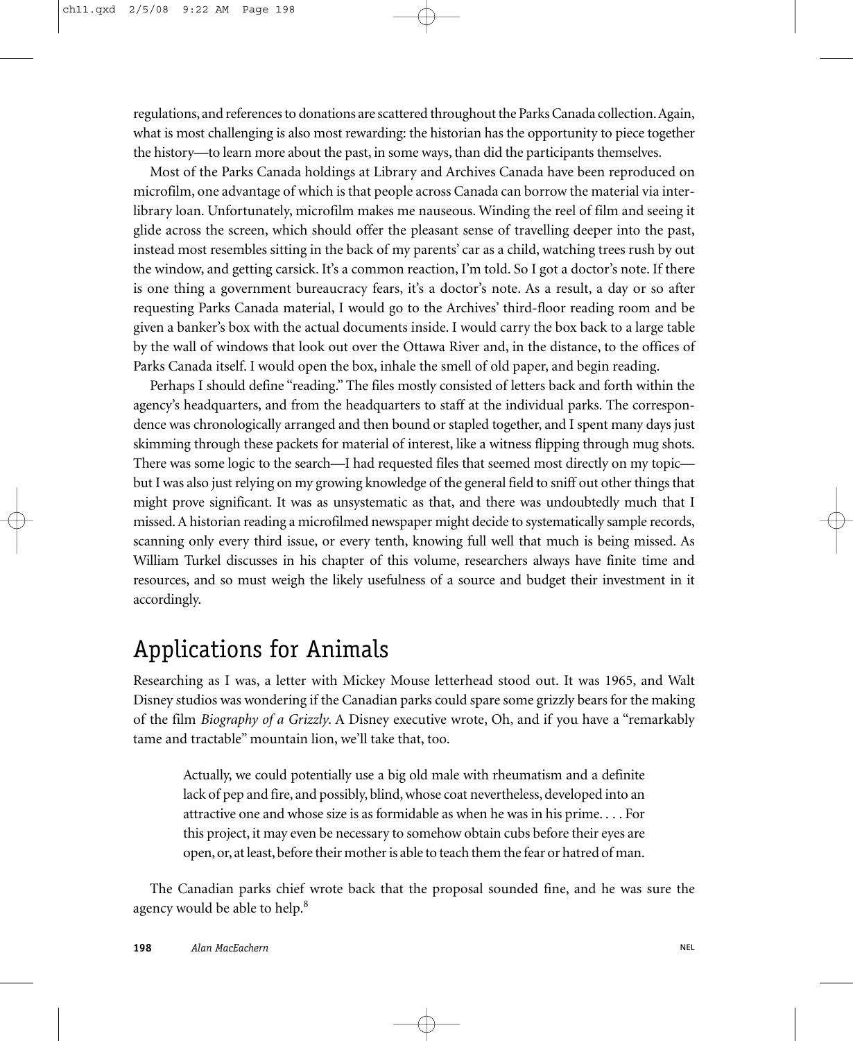regulations, and references to donations are scattered throughout the Parks Canada collection. Again, what is most challenging is also most rewarding: the historian has the opportunity to piece together the history—to learn more about the past, in some ways, than did the participants themselves.

Most of the Parks Canada holdings at Library and Archives Canada have been reproduced on microfilm, one advantage of which is that people across Canada can borrow the material via interlibrary loan. Unfortunately, microfilm makes me nauseous. Winding the reel of film and seeing it glide across the screen, which should offer the pleasant sense of travelling deeper into the past, instead most resembles sitting in the back of my parents' car as a child, watching trees rush by out the window, and getting carsick. It's a common reaction, I'm told. So I got a doctor's note. If there is one thing a government bureaucracy fears, it's a doctor's note. As a result, a day or so after requesting Parks Canada material, I would go to the Archives' third-floor reading room and be given a banker's box with the actual documents inside. I would carry the box back to a large table by the wall of windows that look out over the Ottawa River and, in the distance, to the offices of Parks Canada itself. I would open the box, inhale the smell of old paper, and begin reading.

Perhaps I should define "reading." The files mostly consisted of letters back and forth within the agency's headquarters, and from the headquarters to staff at the individual parks. The correspondence was chronologically arranged and then bound or stapled together, and I spent many days just skimming through these packets for material of interest, like a witness flipping through mug shots. There was some logic to the search—I had requested files that seemed most directly on my topic—but I was also just relying on my growing knowledge of the general field to sniff out other things that might prove significant. It was as unsystematic as that, and there was undoubtedly much that I missed. A historian reading a microfilmed newspaper might decide to systematically sample records, scanning only every third issue, or every tenth, knowing full well that much is being missed. As William Turkel discusses in his chapter of this volume, researchers always have finite time and resources, and so must weigh the likely usefulness of a source and budget their investment in it accordingly.

## Applications for Animals

Researching as I was, a letter with Mickey Mouse letterhead stood out. It was 1965, and Walt Disney studios was wondering if the Canadian parks could spare some grizzly bears for the making of the film *Biography of a Grizzly*. A Disney executive wrote, Oh, and if you have a "remarkably tame and tractable" mountain lion, we'll take that, too.

> Actually, we could potentially use a big old male with rheumatism and a definite lack of pep and fire, and possibly, blind, whose coat nevertheless, developed into an attractive one and whose size is as formidable as when he was in his prime. . . . For this project, it may even be necessary to somehow obtain cubs before their eyes are open, or, at least, before their mother is able to teach them the fear or hatred of man.

The Canadian parks chief wrote back that the proposal sounded fine, and he was sure the agency would be able to help.[8]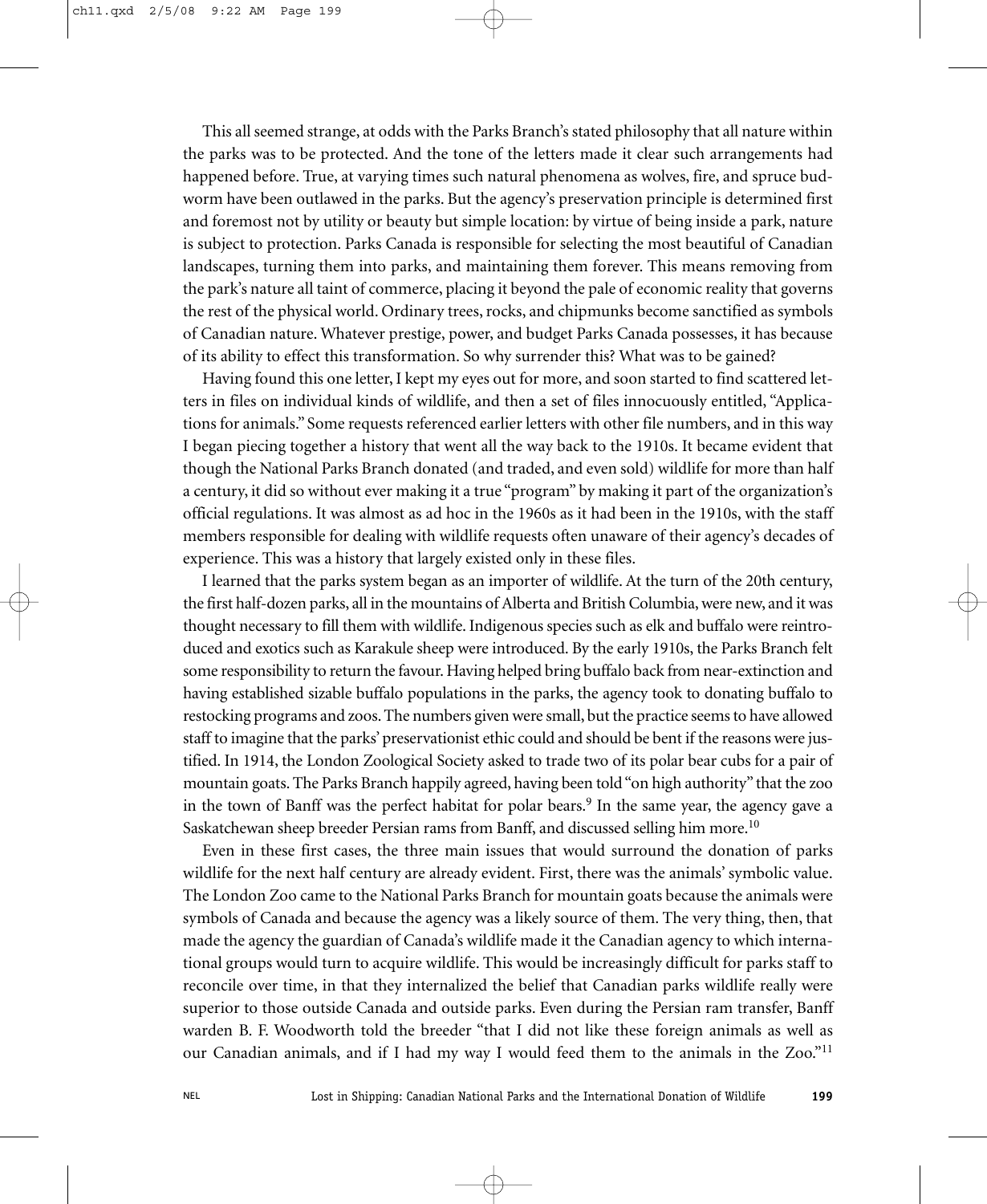This all seemed strange, at odds with the Parks Branch's stated philosophy that all nature within the parks was to be protected. And the tone of the letters made it clear such arrangements had happened before. True, at varying times such natural phenomena as wolves, fire, and spruce budworm have been outlawed in the parks. But the agency's preservation principle is determined first and foremost not by utility or beauty but simple location: by virtue of being inside a park, nature is subject to protection. Parks Canada is responsible for selecting the most beautiful of Canadian landscapes, turning them into parks, and maintaining them forever. This means removing from the park's nature all taint of commerce, placing it beyond the pale of economic reality that governs the rest of the physical world. Ordinary trees, rocks, and chipmunks become sanctified as symbols of Canadian nature. Whatever prestige, power, and budget Parks Canada possesses, it has because of its ability to effect this transformation. So why surrender this? What was to be gained?

Having found this one letter, I kept my eyes out for more, and soon started to find scattered letters in files on individual kinds of wildlife, and then a set of files innocuously entitled, "Applications for animals." Some requests referenced earlier letters with other file numbers, and in this way I began piecing together a history that went all the way back to the 1910s. It became evident that though the National Parks Branch donated (and traded, and even sold) wildlife for more than half a century, it did so without ever making it a true "program" by making it part of the organization's official regulations. It was almost as ad hoc in the 1960s as it had been in the 1910s, with the staff members responsible for dealing with wildlife requests often unaware of their agency's decades of experience. This was a history that largely existed only in these files.

I learned that the parks system began as an importer of wildlife. At the turn of the 20th century, the first half-dozen parks, all in the mountains of Alberta and British Columbia, were new, and it was thought necessary to fill them with wildlife. Indigenous species such as elk and buffalo were reintroduced and exotics such as Karakule sheep were introduced. By the early 1910s, the Parks Branch felt some responsibility to return the favour. Having helped bring buffalo back from near-extinction and having established sizable buffalo populations in the parks, the agency took to donating buffalo to restocking programs and zoos. The numbers given were small, but the practice seems to have allowed staff to imagine that the parks' preservationist ethic could and should be bent if the reasons were justified. In 1914, the London Zoological Society asked to trade two of its polar bear cubs for a pair of mountain goats. The Parks Branch happily agreed, having been told "on high authority" that the zoo in the town of Banff was the perfect habitat for polar bears.[9] In the same year, the agency gave a Saskatchewan sheep breeder Persian rams from Banff, and discussed selling him more.[10]

Even in these first cases, the three main issues that would surround the donation of parks wildlife for the next half century are already evident. First, there was the animals' symbolic value. The London Zoo came to the National Parks Branch for mountain goats because the animals were symbols of Canada and because the agency was a likely source of them. The very thing, then, that made the agency the guardian of Canada's wildlife made it the Canadian agency to which international groups would turn to acquire wildlife. This would be increasingly difficult for parks staff to reconcile over time, in that they internalized the belief that Canadian parks wildlife really were superior to those outside Canada and outside parks. Even during the Persian ram transfer, Banff warden B. F. Woodworth told the breeder "that I did not like these foreign animals as well as our Canadian animals, and if I had my way I would feed them to the animals in the Zoo."[11]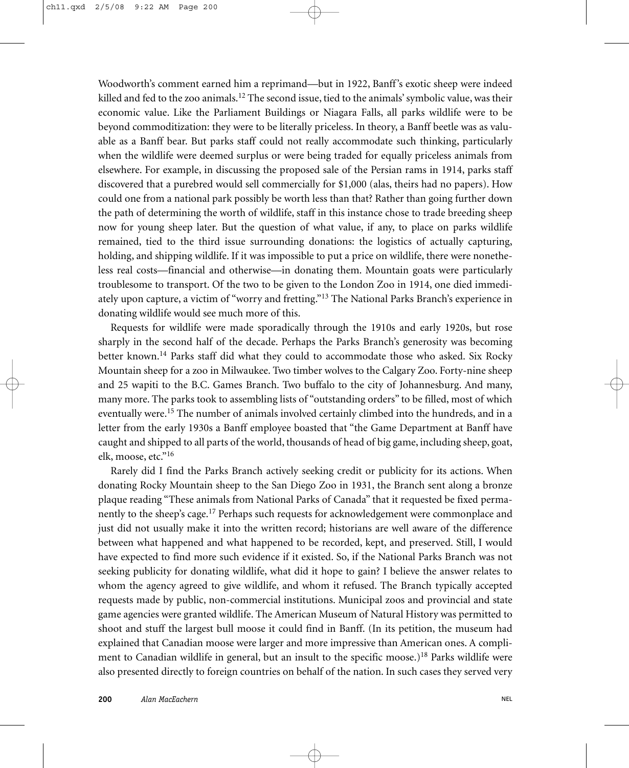Woodworth's comment earned him a reprimand—but in 1922, Banff's exotic sheep were indeed killed and fed to the zoo animals.[12] The second issue, tied to the animals' symbolic value, was their economic value. Like the Parliament Buildings or Niagara Falls, all parks wildlife were to be beyond commoditization: they were to be literally priceless. In theory, a Banff beetle was as valuable as a Banff bear. But parks staff could not really accommodate such thinking, particularly when the wildlife were deemed surplus or were being traded for equally priceless animals from elsewhere. For example, in discussing the proposed sale of the Persian rams in 1914, parks staff discovered that a purebred would sell commercially for $1,000 (alas, theirs had no papers). How could one from a national park possibly be worth less than that? Rather than going further down the path of determining the worth of wildlife, staff in this instance chose to trade breeding sheep now for young sheep later. But the question of what value, if any, to place on parks wildlife remained, tied to the third issue surrounding donations: the logistics of actually capturing, holding, and shipping wildlife. If it was impossible to put a price on wildlife, there were nonetheless real costs—financial and otherwise—in donating them. Mountain goats were particularly troublesome to transport. Of the two to be given to the London Zoo in 1914, one died immediately upon capture, a victim of "worry and fretting."[13] The National Parks Branch's experience in donating wildlife would see much more of this.

Requests for wildlife were made sporadically through the 1910s and early 1920s, but rose sharply in the second half of the decade. Perhaps the Parks Branch's generosity was becoming better known.[14] Parks staff did what they could to accommodate those who asked. Six Rocky Mountain sheep for a zoo in Milwaukee. Two timber wolves to the Calgary Zoo. Forty-nine sheep and 25 wapiti to the B.C. Games Branch. Two buffalo to the city of Johannesburg. And many, many more. The parks took to assembling lists of "outstanding orders" to be filled, most of which eventually were.[15] The number of animals involved certainly climbed into the hundreds, and in a letter from the early 1930s a Banff employee boasted that "the Game Department at Banff have caught and shipped to all parts of the world, thousands of head of big game, including sheep, goat, elk, moose, etc."[16]

Rarely did I find the Parks Branch actively seeking credit or publicity for its actions. When donating Rocky Mountain sheep to the San Diego Zoo in 1931, the Branch sent along a bronze plaque reading "These animals from National Parks of Canada" that it requested be fixed permanently to the sheep's cage.[17] Perhaps such requests for acknowledgement were commonplace and just did not usually make it into the written record; historians are well aware of the difference between what happened and what happened to be recorded, kept, and preserved. Still, I would have expected to find more such evidence if it existed. So, if the National Parks Branch was not seeking publicity for donating wildlife, what did it hope to gain? I believe the answer relates to whom the agency agreed to give wildlife, and whom it refused. The Branch typically accepted requests made by public, non-commercial institutions. Municipal zoos and provincial and state game agencies were granted wildlife. The American Museum of Natural History was permitted to shoot and stuff the largest bull moose it could find in Banff. (In its petition, the museum had explained that Canadian moose were larger and more impressive than American ones. A compliment to Canadian wildlife in general, but an insult to the specific moose.)[18] Parks wildlife were also presented directly to foreign countries on behalf of the nation. In such cases they served very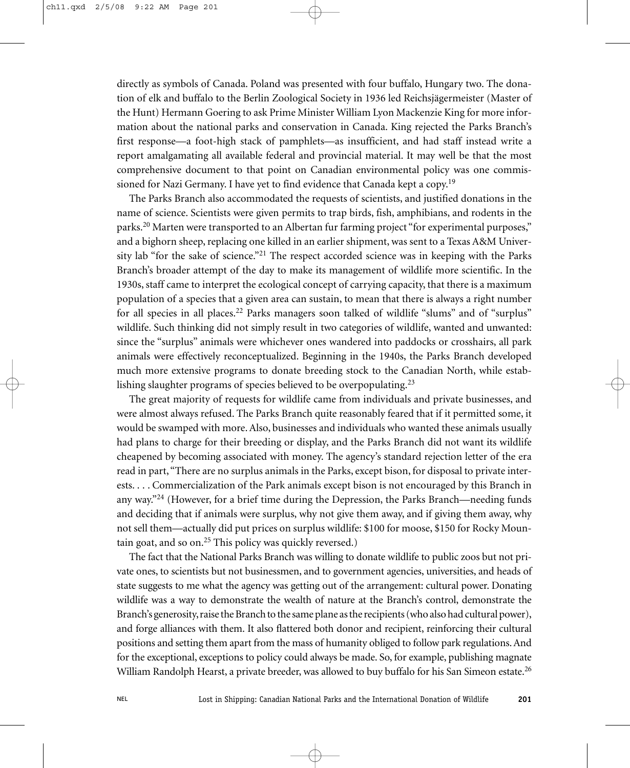directly as symbols of Canada. Poland was presented with four buffalo, Hungary two. The donation of elk and buffalo to the Berlin Zoological Society in 1936 led Reichsjägermeister (Master of the Hunt) Hermann Goering to ask Prime Minister William Lyon Mackenzie King for more information about the national parks and conservation in Canada. King rejected the Parks Branch's first response—a foot-high stack of pamphlets—as insufficient, and had staff instead write a report amalgamating all available federal and provincial material. It may well be that the most comprehensive document to that point on Canadian environmental policy was one commissioned for Nazi Germany. I have yet to find evidence that Canada kept a copy.[19]

The Parks Branch also accommodated the requests of scientists, and justified donations in the name of science. Scientists were given permits to trap birds, fish, amphibians, and rodents in the parks.[20] Marten were transported to an Albertan fur farming project "for experimental purposes," and a bighorn sheep, replacing one killed in an earlier shipment, was sent to a Texas A&M University lab "for the sake of science."[21] The respect accorded science was in keeping with the Parks Branch's broader attempt of the day to make its management of wildlife more scientific. In the 1930s, staff came to interpret the ecological concept of carrying capacity, that there is a maximum population of a species that a given area can sustain, to mean that there is always a right number for all species in all places.[22] Parks managers soon talked of wildlife "slums" and of "surplus" wildlife. Such thinking did not simply result in two categories of wildlife, wanted and unwanted: since the "surplus" animals were whichever ones wandered into paddocks or crosshairs, all park animals were effectively reconceptualized. Beginning in the 1940s, the Parks Branch developed much more extensive programs to donate breeding stock to the Canadian North, while establishing slaughter programs of species believed to be overpopulating.[23]

The great majority of requests for wildlife came from individuals and private businesses, and were almost always refused. The Parks Branch quite reasonably feared that if it permitted some, it would be swamped with more. Also, businesses and individuals who wanted these animals usually had plans to charge for their breeding or display, and the Parks Branch did not want its wildlife cheapened by becoming associated with money. The agency's standard rejection letter of the era read in part, "There are no surplus animals in the Parks, except bison, for disposal to private interests. . . . Commercialization of the Park animals except bison is not encouraged by this Branch in any way."[24] (However, for a brief time during the Depression, the Parks Branch—needing funds and deciding that if animals were surplus, why not give them away, and if giving them away, why not sell them—actually did put prices on surplus wildlife: $100 for moose, $150 for Rocky Mountain goat, and so on.[25] This policy was quickly reversed.)

The fact that the National Parks Branch was willing to donate wildlife to public zoos but not private ones, to scientists but not businessmen, and to government agencies, universities, and heads of state suggests to me what the agency was getting out of the arrangement: cultural power. Donating wildlife was a way to demonstrate the wealth of nature at the Branch's control, demonstrate the Branch's generosity, raise the Branch to the same plane as the recipients (who also had cultural power), and forge alliances with them. It also flattered both donor and recipient, reinforcing their cultural positions and setting them apart from the mass of humanity obliged to follow park regulations. And for the exceptional, exceptions to policy could always be made. So, for example, publishing magnate William Randolph Hearst, a private breeder, was allowed to buy buffalo for his San Simeon estate.[26]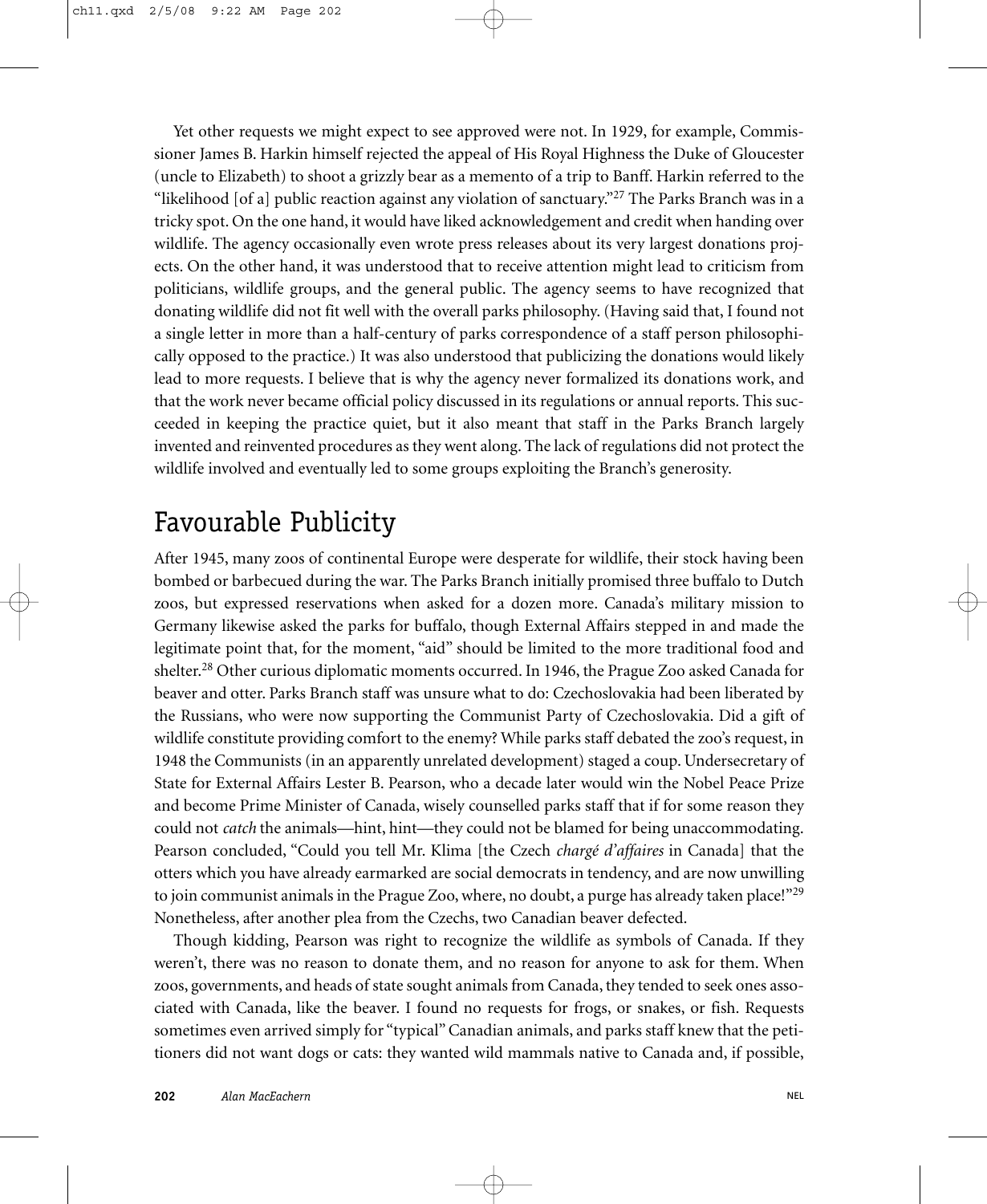Yet other requests we might expect to see approved were not. In 1929, for example, Commissioner James B. Harkin himself rejected the appeal of His Royal Highness the Duke of Gloucester (uncle to Elizabeth) to shoot a grizzly bear as a memento of a trip to Banff. Harkin referred to the "likelihood [of a] public reaction against any violation of sanctuary."[27] The Parks Branch was in a tricky spot. On the one hand, it would have liked acknowledgement and credit when handing over wildlife. The agency occasionally even wrote press releases about its very largest donations projects. On the other hand, it was understood that to receive attention might lead to criticism from politicians, wildlife groups, and the general public. The agency seems to have recognized that donating wildlife did not fit well with the overall parks philosophy. (Having said that, I found not a single letter in more than a half-century of parks correspondence of a staff person philosophically opposed to the practice.) It was also understood that publicizing the donations would likely lead to more requests. I believe that is why the agency never formalized its donations work, and that the work never became official policy discussed in its regulations or annual reports. This succeeded in keeping the practice quiet, but it also meant that staff in the Parks Branch largely invented and reinvented procedures as they went along. The lack of regulations did not protect the wildlife involved and eventually led to some groups exploiting the Branch's generosity.

## Favourable Publicity

After 1945, many zoos of continental Europe were desperate for wildlife, their stock having been bombed or barbecued during the war. The Parks Branch initially promised three buffalo to Dutch zoos, but expressed reservations when asked for a dozen more. Canada's military mission to Germany likewise asked the parks for buffalo, though External Affairs stepped in and made the legitimate point that, for the moment, "aid" should be limited to the more traditional food and shelter.[28] Other curious diplomatic moments occurred. In 1946, the Prague Zoo asked Canada for beaver and otter. Parks Branch staff was unsure what to do: Czechoslovakia had been liberated by the Russians, who were now supporting the Communist Party of Czechoslovakia. Did a gift of wildlife constitute providing comfort to the enemy? While parks staff debated the zoo's request, in 1948 the Communists (in an apparently unrelated development) staged a coup. Undersecretary of State for External Affairs Lester B. Pearson, who a decade later would win the Nobel Peace Prize and become Prime Minister of Canada, wisely counselled parks staff that if for some reason they could not *catch* the animals—hint, hint—they could not be blamed for being unaccommodating. Pearson concluded, "Could you tell Mr. Klima [the Czech *chargé d'affaires* in Canada] that the otters which you have already earmarked are social democrats in tendency, and are now unwilling to join communist animals in the Prague Zoo, where, no doubt, a purge has already taken place!"[29] Nonetheless, after another plea from the Czechs, two Canadian beaver defected.

Though kidding, Pearson was right to recognize the wildlife as symbols of Canada. If they weren't, there was no reason to donate them, and no reason for anyone to ask for them. When zoos, governments, and heads of state sought animals from Canada, they tended to seek ones associated with Canada, like the beaver. I found no requests for frogs, or snakes, or fish. Requests sometimes even arrived simply for "typical" Canadian animals, and parks staff knew that the petitioners did not want dogs or cats: they wanted wild mammals native to Canada and, if possible,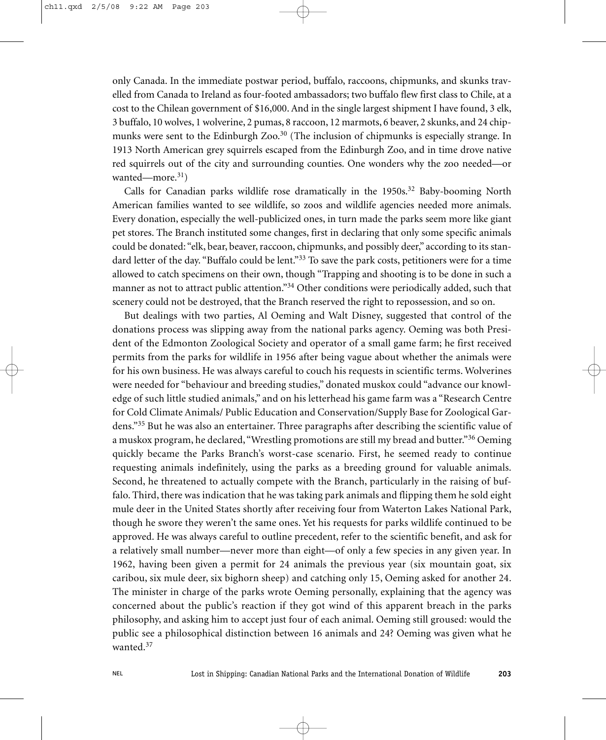only Canada. In the immediate postwar period, buffalo, raccoons, chipmunks, and skunks travelled from Canada to Ireland as four-footed ambassadors; two buffalo flew first class to Chile, at a cost to the Chilean government of $16,000. And in the single largest shipment I have found, 3 elk, 3 buffalo, 10 wolves, 1 wolverine, 2 pumas, 8 raccoon, 12 marmots, 6 beaver, 2 skunks, and 24 chipmunks were sent to the Edinburgh Zoo.[30] (The inclusion of chipmunks is especially strange. In 1913 North American grey squirrels escaped from the Edinburgh Zoo, and in time drove native red squirrels out of the city and surrounding counties. One wonders why the zoo needed—or wanted—more.[31])

Calls for Canadian parks wildlife rose dramatically in the 1950s.[32] Baby-booming North American families wanted to see wildlife, so zoos and wildlife agencies needed more animals. Every donation, especially the well-publicized ones, in turn made the parks seem more like giant pet stores. The Branch instituted some changes, first in declaring that only some specific animals could be donated: "elk, bear, beaver, raccoon, chipmunks, and possibly deer," according to its standard letter of the day. "Buffalo could be lent."[33] To save the park costs, petitioners were for a time allowed to catch specimens on their own, though "Trapping and shooting is to be done in such a manner as not to attract public attention."[34] Other conditions were periodically added, such that scenery could not be destroyed, that the Branch reserved the right to repossession, and so on.

But dealings with two parties, Al Oeming and Walt Disney, suggested that control of the donations process was slipping away from the national parks agency. Oeming was both President of the Edmonton Zoological Society and operator of a small game farm; he first received permits from the parks for wildlife in 1956 after being vague about whether the animals were for his own business. He was always careful to couch his requests in scientific terms. Wolverines were needed for "behaviour and breeding studies," donated muskox could "advance our knowledge of such little studied animals," and on his letterhead his game farm was a "Research Centre for Cold Climate Animals/ Public Education and Conservation/Supply Base for Zoological Gardens."[35] But he was also an entertainer. Three paragraphs after describing the scientific value of a muskox program, he declared, "Wrestling promotions are still my bread and butter."[36] Oeming quickly became the Parks Branch's worst-case scenario. First, he seemed ready to continue requesting animals indefinitely, using the parks as a breeding ground for valuable animals. Second, he threatened to actually compete with the Branch, particularly in the raising of buffalo. Third, there was indication that he was taking park animals and flipping them he sold eight mule deer in the United States shortly after receiving four from Waterton Lakes National Park, though he swore they weren't the same ones. Yet his requests for parks wildlife continued to be approved. He was always careful to outline precedent, refer to the scientific benefit, and ask for a relatively small number—never more than eight—of only a few species in any given year. In 1962, having been given a permit for 24 animals the previous year (six mountain goat, six caribou, six mule deer, six bighorn sheep) and catching only 15, Oeming asked for another 24. The minister in charge of the parks wrote Oeming personally, explaining that the agency was concerned about the public's reaction if they got wind of this apparent breach in the parks philosophy, and asking him to accept just four of each animal. Oeming still groused: would the public see a philosophical distinction between 16 animals and 24? Oeming was given what he wanted.[37]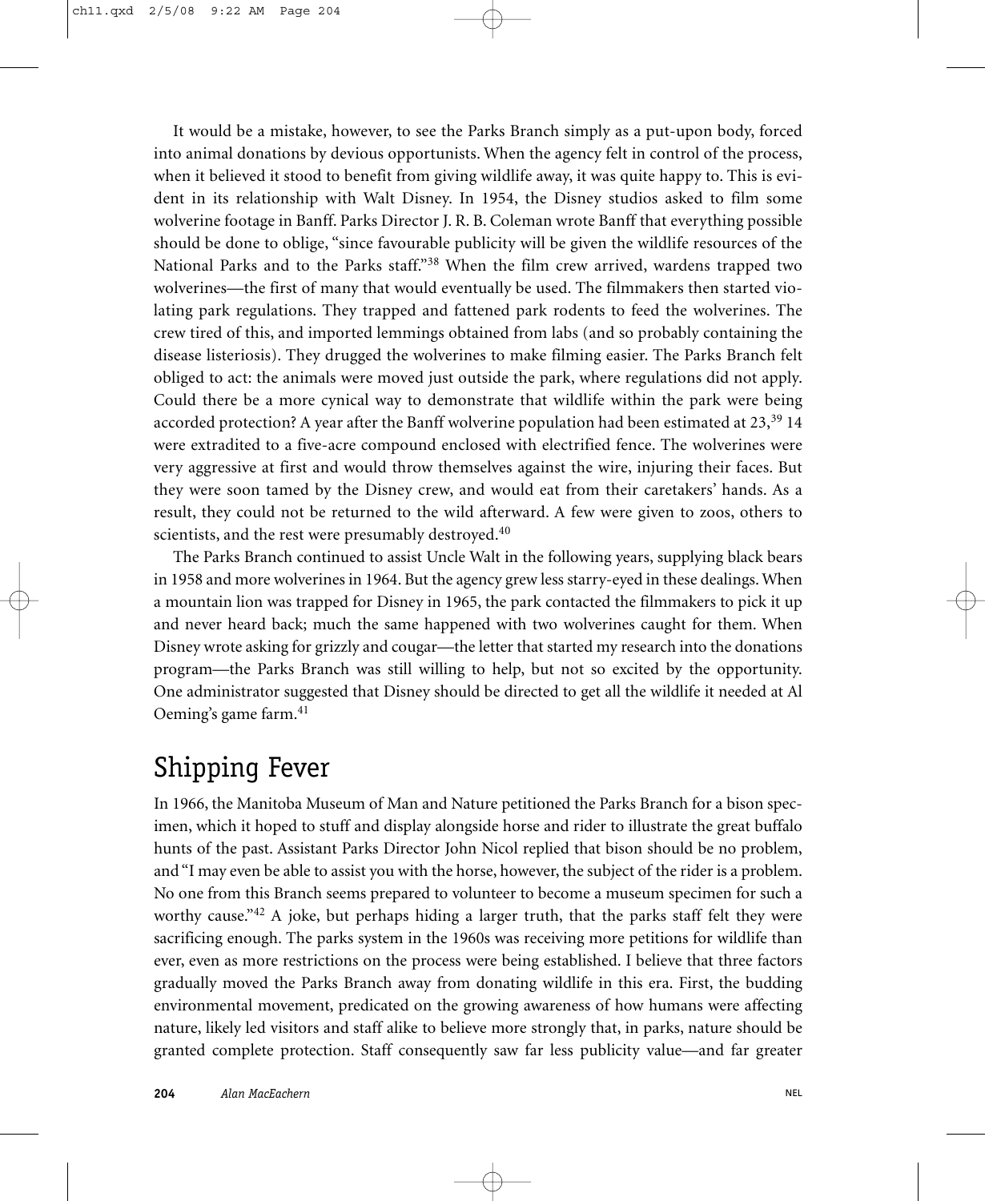It would be a mistake, however, to see the Parks Branch simply as a put-upon body, forced into animal donations by devious opportunists. When the agency felt in control of the process, when it believed it stood to benefit from giving wildlife away, it was quite happy to. This is evident in its relationship with Walt Disney. In 1954, the Disney studios asked to film some wolverine footage in Banff. Parks Director J. R. B. Coleman wrote Banff that everything possible should be done to oblige, "since favourable publicity will be given the wildlife resources of the National Parks and to the Parks staff."[38] When the film crew arrived, wardens trapped two wolverines—the first of many that would eventually be used. The filmmakers then started violating park regulations. They trapped and fattened park rodents to feed the wolverines. The crew tired of this, and imported lemmings obtained from labs (and so probably containing the disease listeriosis). They drugged the wolverines to make filming easier. The Parks Branch felt obliged to act: the animals were moved just outside the park, where regulations did not apply. Could there be a more cynical way to demonstrate that wildlife within the park were being accorded protection? A year after the Banff wolverine population had been estimated at 23,[39] 14 were extradited to a five-acre compound enclosed with electrified fence. The wolverines were very aggressive at first and would throw themselves against the wire, injuring their faces. But they were soon tamed by the Disney crew, and would eat from their caretakers' hands. As a result, they could not be returned to the wild afterward. A few were given to zoos, others to scientists, and the rest were presumably destroyed.[40]

The Parks Branch continued to assist Uncle Walt in the following years, supplying black bears in 1958 and more wolverines in 1964. But the agency grew less starry-eyed in these dealings. When a mountain lion was trapped for Disney in 1965, the park contacted the filmmakers to pick it up and never heard back; much the same happened with two wolverines caught for them. When Disney wrote asking for grizzly and cougar—the letter that started my research into the donations program—the Parks Branch was still willing to help, but not so excited by the opportunity. One administrator suggested that Disney should be directed to get all the wildlife it needed at Al Oeming's game farm.[41]

## Shipping Fever

In 1966, the Manitoba Museum of Man and Nature petitioned the Parks Branch for a bison specimen, which it hoped to stuff and display alongside horse and rider to illustrate the great buffalo hunts of the past. Assistant Parks Director John Nicol replied that bison should be no problem, and "I may even be able to assist you with the horse, however, the subject of the rider is a problem. No one from this Branch seems prepared to volunteer to become a museum specimen for such a worthy cause."[42] A joke, but perhaps hiding a larger truth, that the parks staff felt they were sacrificing enough. The parks system in the 1960s was receiving more petitions for wildlife than ever, even as more restrictions on the process were being established. I believe that three factors gradually moved the Parks Branch away from donating wildlife in this era. First, the budding environmental movement, predicated on the growing awareness of how humans were affecting nature, likely led visitors and staff alike to believe more strongly that, in parks, nature should be granted complete protection. Staff consequently saw far less publicity value—and far greater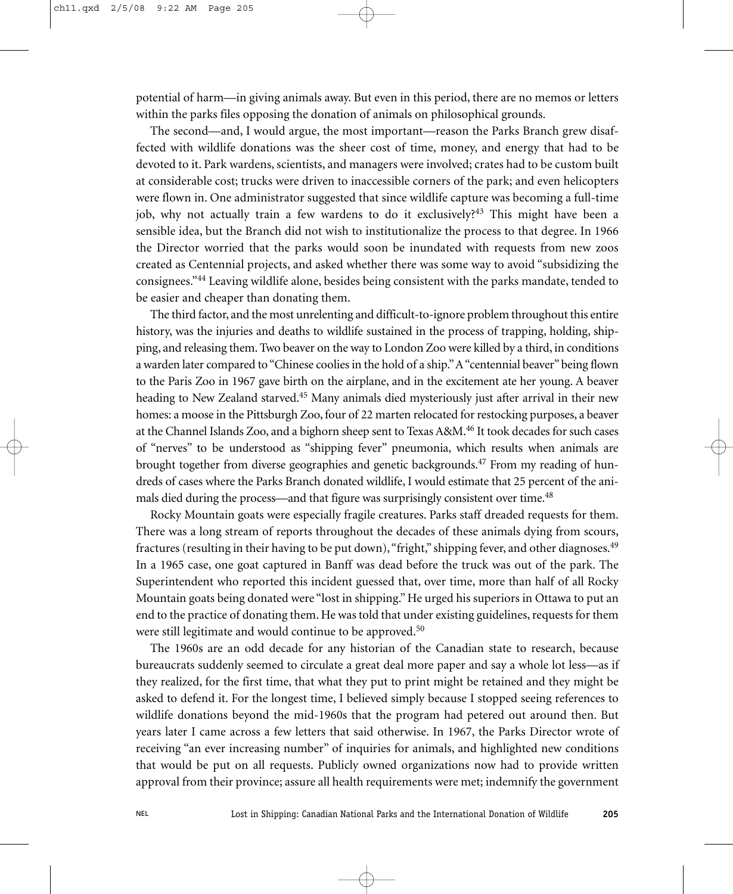potential of harm—in giving animals away. But even in this period, there are no memos or letters within the parks files opposing the donation of animals on philosophical grounds.

The second—and, I would argue, the most important—reason the Parks Branch grew disaffected with wildlife donations was the sheer cost of time, money, and energy that had to be devoted to it. Park wardens, scientists, and managers were involved; crates had to be custom built at considerable cost; trucks were driven to inaccessible corners of the park; and even helicopters were flown in. One administrator suggested that since wildlife capture was becoming a full-time job, why not actually train a few wardens to do it exclusively?[43] This might have been a sensible idea, but the Branch did not wish to institutionalize the process to that degree. In 1966 the Director worried that the parks would soon be inundated with requests from new zoos created as Centennial projects, and asked whether there was some way to avoid "subsidizing the consignees."[44] Leaving wildlife alone, besides being consistent with the parks mandate, tended to be easier and cheaper than donating them.

The third factor, and the most unrelenting and difficult-to-ignore problem throughout this entire history, was the injuries and deaths to wildlife sustained in the process of trapping, holding, shipping, and releasing them. Two beaver on the way to London Zoo were killed by a third, in conditions a warden later compared to "Chinese coolies in the hold of a ship." A "centennial beaver" being flown to the Paris Zoo in 1967 gave birth on the airplane, and in the excitement ate her young. A beaver heading to New Zealand starved.[45] Many animals died mysteriously just after arrival in their new homes: a moose in the Pittsburgh Zoo, four of 22 marten relocated for restocking purposes, a beaver at the Channel Islands Zoo, and a bighorn sheep sent to Texas A&M.[46] It took decades for such cases of "nerves" to be understood as "shipping fever" pneumonia, which results when animals are brought together from diverse geographies and genetic backgrounds.[47] From my reading of hundreds of cases where the Parks Branch donated wildlife, I would estimate that 25 percent of the animals died during the process—and that figure was surprisingly consistent over time.[48]

Rocky Mountain goats were especially fragile creatures. Parks staff dreaded requests for them. There was a long stream of reports throughout the decades of these animals dying from scours, fractures (resulting in their having to be put down), "fright," shipping fever, and other diagnoses.[49] In a 1965 case, one goat captured in Banff was dead before the truck was out of the park. The Superintendent who reported this incident guessed that, over time, more than half of all Rocky Mountain goats being donated were "lost in shipping." He urged his superiors in Ottawa to put an end to the practice of donating them. He was told that under existing guidelines, requests for them were still legitimate and would continue to be approved.[50]

The 1960s are an odd decade for any historian of the Canadian state to research, because bureaucrats suddenly seemed to circulate a great deal more paper and say a whole lot less—as if they realized, for the first time, that what they put to print might be retained and they might be asked to defend it. For the longest time, I believed simply because I stopped seeing references to wildlife donations beyond the mid-1960s that the program had petered out around then. But years later I came across a few letters that said otherwise. In 1967, the Parks Director wrote of receiving "an ever increasing number" of inquiries for animals, and highlighted new conditions that would be put on all requests. Publicly owned organizations now had to provide written approval from their province; assure all health requirements were met; indemnify the government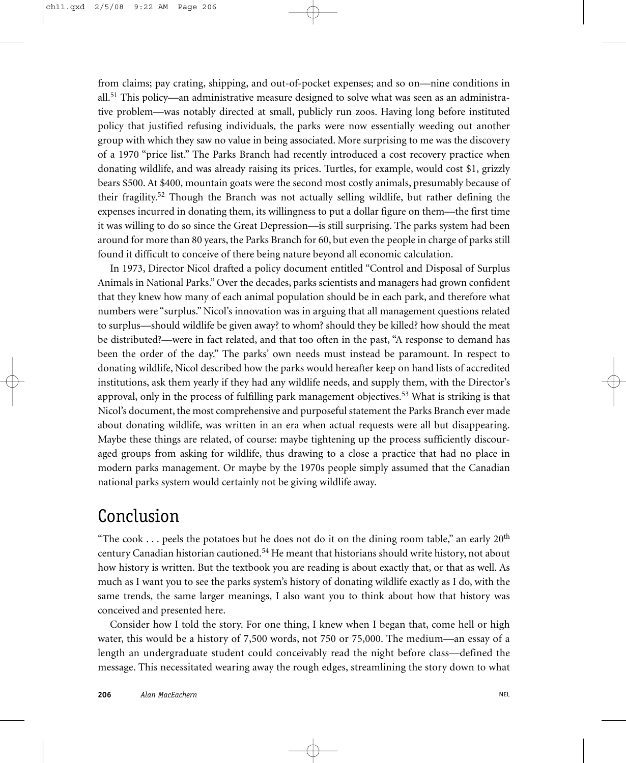from claims; pay crating, shipping, and out-of-pocket expenses; and so on—nine conditions in all.[51] This policy—an administrative measure designed to solve what was seen as an administrative problem—was notably directed at small, publicly run zoos. Having long before instituted policy that justified refusing individuals, the parks were now essentially weeding out another group with which they saw no value in being associated. More surprising to me was the discovery of a 1970 "price list." The Parks Branch had recently introduced a cost recovery practice when donating wildlife, and was already raising its prices. Turtles, for example, would cost $1, grizzly bears $500. At $400, mountain goats were the second most costly animals, presumably because of their fragility.[52] Though the Branch was not actually selling wildlife, but rather defining the expenses incurred in donating them, its willingness to put a dollar figure on them—the first time it was willing to do so since the Great Depression—is still surprising. The parks system had been around for more than 80 years, the Parks Branch for 60, but even the people in charge of parks still found it difficult to conceive of there being nature beyond all economic calculation.

In 1973, Director Nicol drafted a policy document entitled "Control and Disposal of Surplus Animals in National Parks." Over the decades, parks scientists and managers had grown confident that they knew how many of each animal population should be in each park, and therefore what numbers were "surplus." Nicol's innovation was in arguing that all management questions related to surplus—should wildlife be given away? to whom? should they be killed? how should the meat be distributed?—were in fact related, and that too often in the past, "A response to demand has been the order of the day." The parks' own needs must instead be paramount. In respect to donating wildlife, Nicol described how the parks would hereafter keep on hand lists of accredited institutions, ask them yearly if they had any wildlife needs, and supply them, with the Director's approval, only in the process of fulfilling park management objectives.[53] What is striking is that Nicol's document, the most comprehensive and purposeful statement the Parks Branch ever made about donating wildlife, was written in an era when actual requests were all but disappearing. Maybe these things are related, of course: maybe tightening up the process sufficiently discouraged groups from asking for wildlife, thus drawing to a close a practice that had no place in modern parks management. Or maybe by the 1970s people simply assumed that the Canadian national parks system would certainly not be giving wildlife away.

## Conclusion

"The cook . . . peels the potatoes but he does not do it on the dining room table," an early 20th century Canadian historian cautioned.[54] He meant that historians should write history, not about how history is written. But the textbook you are reading is about exactly that, or that as well. As much as I want you to see the parks system's history of donating wildlife exactly as I do, with the same trends, the same larger meanings, I also want you to think about how that history was conceived and presented here.

Consider how I told the story. For one thing, I knew when I began that, come hell or high water, this would be a history of 7,500 words, not 750 or 75,000. The medium—an essay of a length an undergraduate student could conceivably read the night before class—defined the message. This necessitated wearing away the rough edges, streamlining the story down to what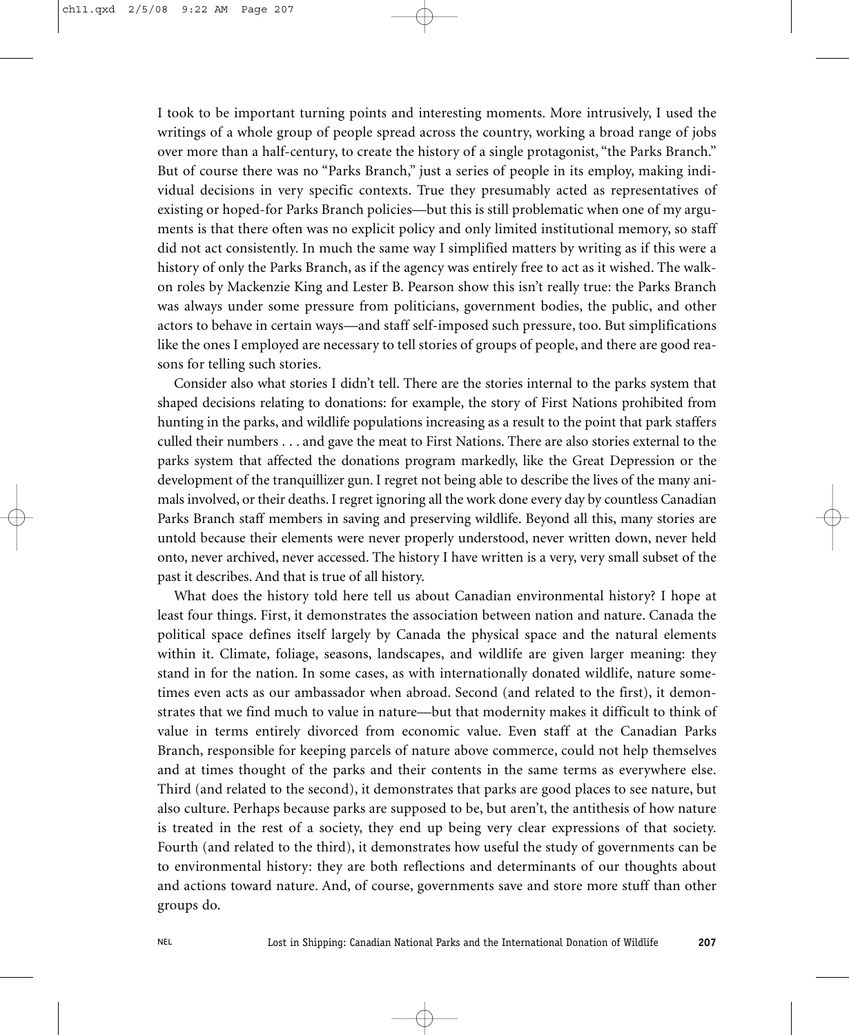I took to be important turning points and interesting moments. More intrusively, I used the writings of a whole group of people spread across the country, working a broad range of jobs over more than a half-century, to create the history of a single protagonist, "the Parks Branch." But of course there was no "Parks Branch," just a series of people in its employ, making individual decisions in very specific contexts. True they presumably acted as representatives of existing or hoped-for Parks Branch policies—but this is still problematic when one of my arguments is that there often was no explicit policy and only limited institutional memory, so staff did not act consistently. In much the same way I simplified matters by writing as if this were a history of only the Parks Branch, as if the agency was entirely free to act as it wished. The walk-on roles by Mackenzie King and Lester B. Pearson show this isn't really true: the Parks Branch was always under some pressure from politicians, government bodies, the public, and other actors to behave in certain ways—and staff self-imposed such pressure, too. But simplifications like the ones I employed are necessary to tell stories of groups of people, and there are good reasons for telling such stories.

Consider also what stories I didn't tell. There are the stories internal to the parks system that shaped decisions relating to donations: for example, the story of First Nations prohibited from hunting in the parks, and wildlife populations increasing as a result to the point that park staffers culled their numbers . . . and gave the meat to First Nations. There are also stories external to the parks system that affected the donations program markedly, like the Great Depression or the development of the tranquillizer gun. I regret not being able to describe the lives of the many animals involved, or their deaths. I regret ignoring all the work done every day by countless Canadian Parks Branch staff members in saving and preserving wildlife. Beyond all this, many stories are untold because their elements were never properly understood, never written down, never held onto, never archived, never accessed. The history I have written is a very, very small subset of the past it describes. And that is true of all history.

What does the history told here tell us about Canadian environmental history? I hope at least four things. First, it demonstrates the association between nation and nature. Canada the political space defines itself largely by Canada the physical space and the natural elements within it. Climate, foliage, seasons, landscapes, and wildlife are given larger meaning: they stand in for the nation. In some cases, as with internationally donated wildlife, nature sometimes even acts as our ambassador when abroad. Second (and related to the first), it demonstrates that we find much to value in nature—but that modernity makes it difficult to think of value in terms entirely divorced from economic value. Even staff at the Canadian Parks Branch, responsible for keeping parcels of nature above commerce, could not help themselves and at times thought of the parks and their contents in the same terms as everywhere else. Third (and related to the second), it demonstrates that parks are good places to see nature, but also culture. Perhaps because parks are supposed to be, but aren't, the antithesis of how nature is treated in the rest of a society, they end up being very clear expressions of that society. Fourth (and related to the third), it demonstrates how useful the study of governments can be to environmental history: they are both reflections and determinants of our thoughts about and actions toward nature. And, of course, governments save and store more stuff than other groups do.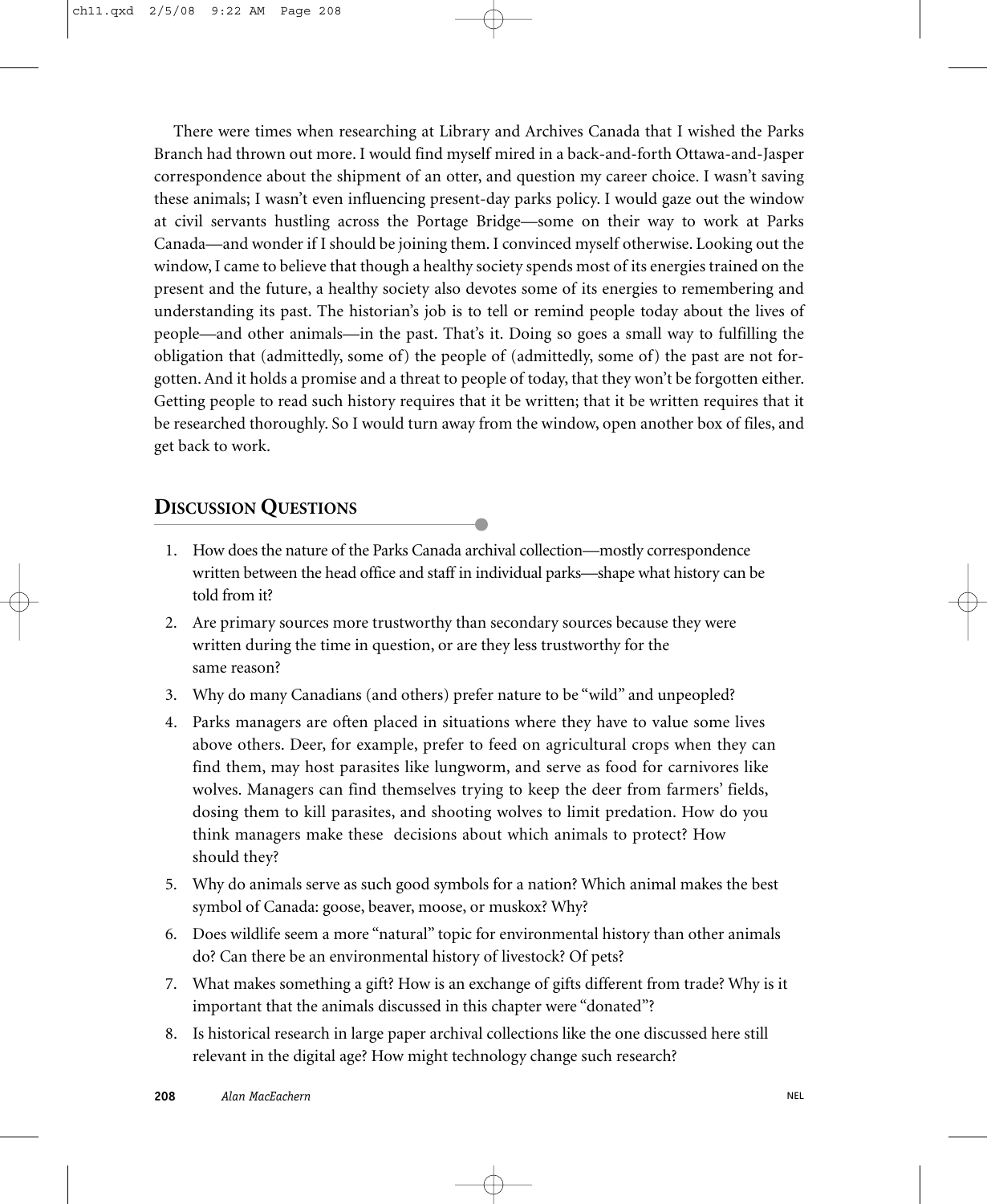There were times when researching at Library and Archives Canada that I wished the Parks Branch had thrown out more. I would find myself mired in a back-and-forth Ottawa-and-Jasper correspondence about the shipment of an otter, and question my career choice. I wasn't saving these animals; I wasn't even influencing present-day parks policy. I would gaze out the window at civil servants hustling across the Portage Bridge—some on their way to work at Parks Canada—and wonder if I should be joining them. I convinced myself otherwise. Looking out the window, I came to believe that though a healthy society spends most of its energies trained on the present and the future, a healthy society also devotes some of its energies to remembering and understanding its past. The historian's job is to tell or remind people today about the lives of people—and other animals—in the past. That's it. Doing so goes a small way to fulfilling the obligation that (admittedly, some of) the people of (admittedly, some of) the past are not forgotten. And it holds a promise and a threat to people of today, that they won't be forgotten either. Getting people to read such history requires that it be written; that it be written requires that it be researched thoroughly. So I would turn away from the window, open another box of files, and get back to work.

## DISCUSSION QUESTIONS

1. How does the nature of the Parks Canada archival collection—mostly correspondence written between the head office and staff in individual parks—shape what history can be told from it?
2. Are primary sources more trustworthy than secondary sources because they were written during the time in question, or are they less trustworthy for the same reason?
3. Why do many Canadians (and others) prefer nature to be "wild" and unpeopled?
4. Parks managers are often placed in situations where they have to value some lives above others. Deer, for example, prefer to feed on agricultural crops when they can find them, may host parasites like lungworm, and serve as food for carnivores like wolves. Managers can find themselves trying to keep the deer from farmers' fields, dosing them to kill parasites, and shooting wolves to limit predation. How do you think managers make these decisions about which animals to protect? How should they?
5. Why do animals serve as such good symbols for a nation? Which animal makes the best symbol of Canada: goose, beaver, moose, or muskox? Why?
6. Does wildlife seem a more "natural" topic for environmental history than other animals do? Can there be an environmental history of livestock? Of pets?
7. What makes something a gift? How is an exchange of gifts different from trade? Why is it important that the animals discussed in this chapter were "donated"?
8. Is historical research in large paper archival collections like the one discussed here still relevant in the digital age? How might technology change such research?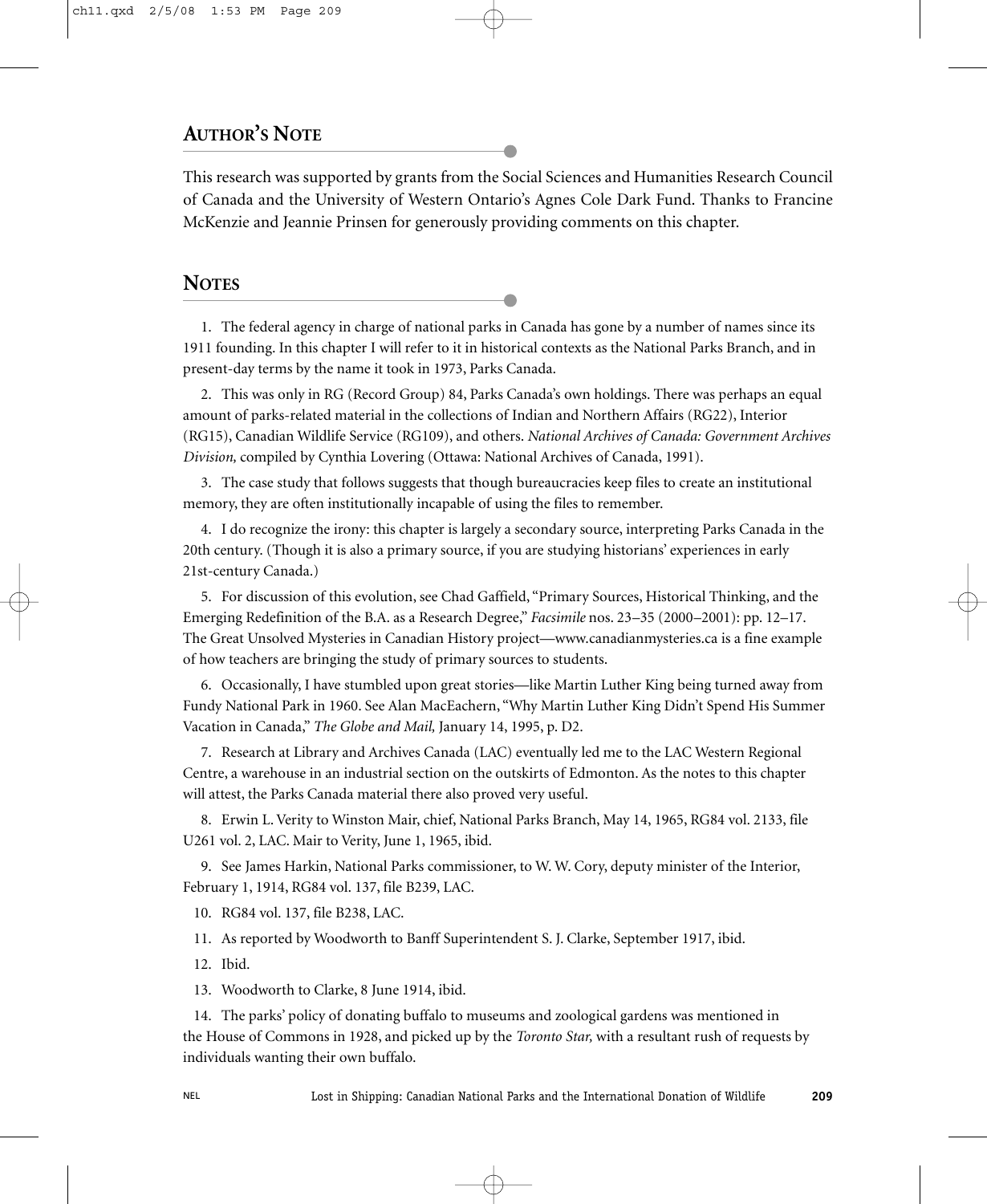## AUTHOR'S NOTE

This research was supported by grants from the Social Sciences and Humanities Research Council of Canada and the University of Western Ontario's Agnes Cole Dark Fund. Thanks to Francine McKenzie and Jeannie Prinsen for generously providing comments on this chapter.

## NOTES

1. The federal agency in charge of national parks in Canada has gone by a number of names since its 1911 founding. In this chapter I will refer to it in historical contexts as the National Parks Branch, and in present-day terms by the name it took in 1973, Parks Canada.

2. This was only in RG (Record Group) 84, Parks Canada's own holdings. There was perhaps an equal amount of parks-related material in the collections of Indian and Northern Affairs (RG22), Interior (RG15), Canadian Wildlife Service (RG109), and others. *National Archives of Canada: Government Archives Division,* compiled by Cynthia Lovering (Ottawa: National Archives of Canada, 1991).

3. The case study that follows suggests that though bureaucracies keep files to create an institutional memory, they are often institutionally incapable of using the files to remember.

4. I do recognize the irony: this chapter is largely a secondary source, interpreting Parks Canada in the 20th century. (Though it is also a primary source, if you are studying historians' experiences in early 21st-century Canada.)

5. For discussion of this evolution, see Chad Gaffield, "Primary Sources, Historical Thinking, and the Emerging Redefinition of the B.A. as a Research Degree," *Facsimile* nos. 23–35 (2000–2001): pp. 12–17. The Great Unsolved Mysteries in Canadian History project—www.canadianmysteries.ca is a fine example of how teachers are bringing the study of primary sources to students.

6. Occasionally, I have stumbled upon great stories—like Martin Luther King being turned away from Fundy National Park in 1960. See Alan MacEachern, "Why Martin Luther King Didn't Spend His Summer Vacation in Canada," *The Globe and Mail,* January 14, 1995, p. D2.

7. Research at Library and Archives Canada (LAC) eventually led me to the LAC Western Regional Centre, a warehouse in an industrial section on the outskirts of Edmonton. As the notes to this chapter will attest, the Parks Canada material there also proved very useful.

8. Erwin L. Verity to Winston Mair, chief, National Parks Branch, May 14, 1965, RG84 vol. 2133, file U261 vol. 2, LAC. Mair to Verity, June 1, 1965, ibid.

9. See James Harkin, National Parks commissioner, to W. W. Cory, deputy minister of the Interior, February 1, 1914, RG84 vol. 137, file B239, LAC.

10. RG84 vol. 137, file B238, LAC.

11. As reported by Woodworth to Banff Superintendent S. J. Clarke, September 1917, ibid.

12. Ibid.

13. Woodworth to Clarke, 8 June 1914, ibid.

14. The parks' policy of donating buffalo to museums and zoological gardens was mentioned in the House of Commons in 1928, and picked up by the *Toronto Star,* with a resultant rush of requests by individuals wanting their own buffalo.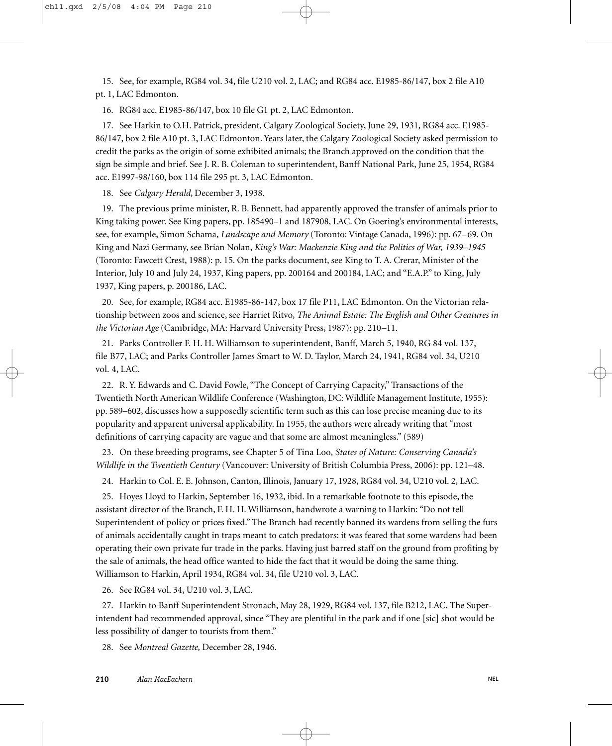15. See, for example, RG84 vol. 34, file U210 vol. 2, LAC; and RG84 acc. E1985-86/147, box 2 file A10 pt. 1, LAC Edmonton.

16. RG84 acc. E1985-86/147, box 10 file G1 pt. 2, LAC Edmonton.

17. See Harkin to O.H. Patrick, president, Calgary Zoological Society, June 29, 1931, RG84 acc. E1985-86/147, box 2 file A10 pt. 3, LAC Edmonton. Years later, the Calgary Zoological Society asked permission to credit the parks as the origin of some exhibited animals; the Branch approved on the condition that the sign be simple and brief. See J. R. B. Coleman to superintendent, Banff National Park, June 25, 1954, RG84 acc. E1997-98/160, box 114 file 295 pt. 3, LAC Edmonton.

18. See *Calgary Herald*, December 3, 1938.

19. The previous prime minister, R. B. Bennett, had apparently approved the transfer of animals prior to King taking power. See King papers, pp. 185490–1 and 187908, LAC. On Goering's environmental interests, see, for example, Simon Schama, *Landscape and Memory* (Toronto: Vintage Canada, 1996): pp. 67–69. On King and Nazi Germany, see Brian Nolan, *King's War: Mackenzie King and the Politics of War, 1939–1945* (Toronto: Fawcett Crest, 1988): p. 15. On the parks document, see King to T. A. Crerar, Minister of the Interior, July 10 and July 24, 1937, King papers, pp. 200164 and 200184, LAC; and "E.A.P." to King, July 1937, King papers, p. 200186, LAC.

20. See, for example, RG84 acc. E1985-86-147, box 17 file P11, LAC Edmonton. On the Victorian relationship between zoos and science, see Harriet Ritvo, *The Animal Estate: The English and Other Creatures in the Victorian Age* (Cambridge, MA: Harvard University Press, 1987): pp. 210–11.

21. Parks Controller F. H. H. Williamson to superintendent, Banff, March 5, 1940, RG 84 vol. 137, file B77, LAC; and Parks Controller James Smart to W. D. Taylor, March 24, 1941, RG84 vol. 34, U210 vol. 4, LAC.

22. R. Y. Edwards and C. David Fowle, "The Concept of Carrying Capacity," Transactions of the Twentieth North American Wildlife Conference (Washington, DC: Wildlife Management Institute, 1955): pp. 589–602, discusses how a supposedly scientific term such as this can lose precise meaning due to its popularity and apparent universal applicability. In 1955, the authors were already writing that "most definitions of carrying capacity are vague and that some are almost meaningless." (589)

23. On these breeding programs, see Chapter 5 of Tina Loo, *States of Nature: Conserving Canada's Wildlife in the Twentieth Century* (Vancouver: University of British Columbia Press, 2006): pp. 121–48.

24. Harkin to Col. E. E. Johnson, Canton, Illinois, January 17, 1928, RG84 vol. 34, U210 vol. 2, LAC.

25. Hoyes Lloyd to Harkin, September 16, 1932, ibid. In a remarkable footnote to this episode, the assistant director of the Branch, F. H. H. Williamson, handwrote a warning to Harkin: "Do not tell Superintendent of policy or prices fixed." The Branch had recently banned its wardens from selling the furs of animals accidentally caught in traps meant to catch predators: it was feared that some wardens had been operating their own private fur trade in the parks. Having just barred staff on the ground from profiting by the sale of animals, the head office wanted to hide the fact that it would be doing the same thing. Williamson to Harkin, April 1934, RG84 vol. 34, file U210 vol. 3, LAC.

26. See RG84 vol. 34, U210 vol. 3, LAC.

27. Harkin to Banff Superintendent Stronach, May 28, 1929, RG84 vol. 137, file B212, LAC. The Superintendent had recommended approval, since "They are plentiful in the park and if one [sic] shot would be less possibility of danger to tourists from them."

28. See *Montreal Gazette,* December 28, 1946.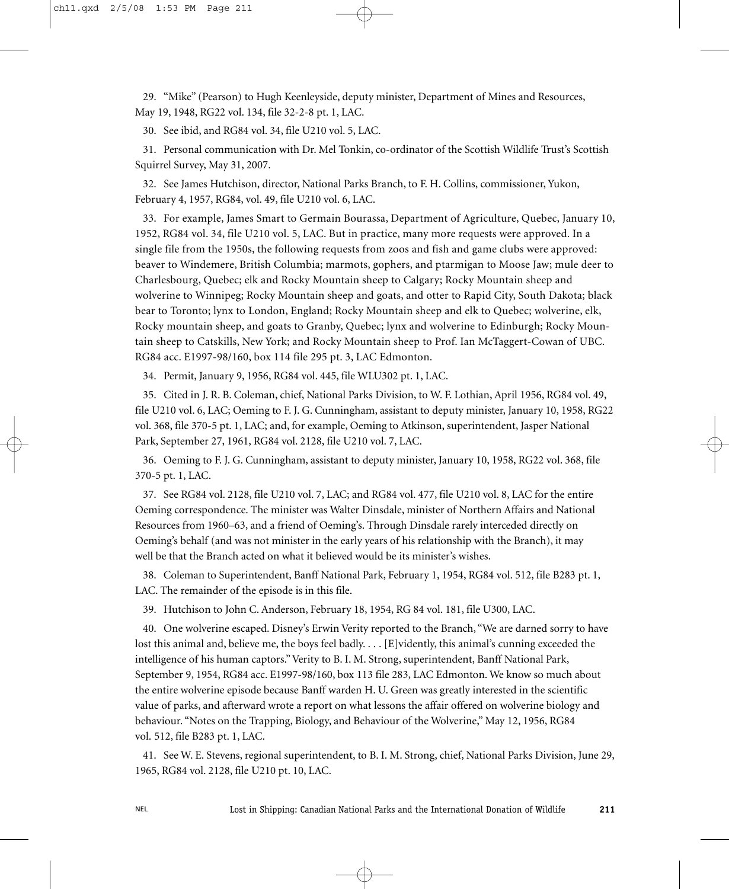29. "Mike" (Pearson) to Hugh Keenleyside, deputy minister, Department of Mines and Resources, May 19, 1948, RG22 vol. 134, file 32-2-8 pt. 1, LAC.

30. See ibid, and RG84 vol. 34, file U210 vol. 5, LAC.

31. Personal communication with Dr. Mel Tonkin, co-ordinator of the Scottish Wildlife Trust's Scottish Squirrel Survey, May 31, 2007.

32. See James Hutchison, director, National Parks Branch, to F. H. Collins, commissioner, Yukon, February 4, 1957, RG84, vol. 49, file U210 vol. 6, LAC.

33. For example, James Smart to Germain Bourassa, Department of Agriculture, Quebec, January 10, 1952, RG84 vol. 34, file U210 vol. 5, LAC. But in practice, many more requests were approved. In a single file from the 1950s, the following requests from zoos and fish and game clubs were approved: beaver to Windemere, British Columbia; marmots, gophers, and ptarmigan to Moose Jaw; mule deer to Charlesbourg, Quebec; elk and Rocky Mountain sheep to Calgary; Rocky Mountain sheep and wolverine to Winnipeg; Rocky Mountain sheep and goats, and otter to Rapid City, South Dakota; black bear to Toronto; lynx to London, England; Rocky Mountain sheep and elk to Quebec; wolverine, elk, Rocky mountain sheep, and goats to Granby, Quebec; lynx and wolverine to Edinburgh; Rocky Mountain sheep to Catskills, New York; and Rocky Mountain sheep to Prof. Ian McTaggert-Cowan of UBC. RG84 acc. E1997-98/160, box 114 file 295 pt. 3, LAC Edmonton.

34. Permit, January 9, 1956, RG84 vol. 445, file WLU302 pt. 1, LAC.

35. Cited in J. R. B. Coleman, chief, National Parks Division, to W. F. Lothian, April 1956, RG84 vol. 49, file U210 vol. 6, LAC; Oeming to F. J. G. Cunningham, assistant to deputy minister, January 10, 1958, RG22 vol. 368, file 370-5 pt. 1, LAC; and, for example, Oeming to Atkinson, superintendent, Jasper National Park, September 27, 1961, RG84 vol. 2128, file U210 vol. 7, LAC.

36. Oeming to F. J. G. Cunningham, assistant to deputy minister, January 10, 1958, RG22 vol. 368, file 370-5 pt. 1, LAC.

37. See RG84 vol. 2128, file U210 vol. 7, LAC; and RG84 vol. 477, file U210 vol. 8, LAC for the entire Oeming correspondence. The minister was Walter Dinsdale, minister of Northern Affairs and National Resources from 1960–63, and a friend of Oeming's. Through Dinsdale rarely interceded directly on Oeming's behalf (and was not minister in the early years of his relationship with the Branch), it may well be that the Branch acted on what it believed would be its minister's wishes.

38. Coleman to Superintendent, Banff National Park, February 1, 1954, RG84 vol. 512, file B283 pt. 1, LAC. The remainder of the episode is in this file.

39. Hutchison to John C. Anderson, February 18, 1954, RG 84 vol. 181, file U300, LAC.

40. One wolverine escaped. Disney's Erwin Verity reported to the Branch, "We are darned sorry to have lost this animal and, believe me, the boys feel badly. . . . [E]vidently, this animal's cunning exceeded the intelligence of his human captors." Verity to B. I. M. Strong, superintendent, Banff National Park, September 9, 1954, RG84 acc. E1997-98/160, box 113 file 283, LAC Edmonton. We know so much about the entire wolverine episode because Banff warden H. U. Green was greatly interested in the scientific value of parks, and afterward wrote a report on what lessons the affair offered on wolverine biology and behaviour. "Notes on the Trapping, Biology, and Behaviour of the Wolverine," May 12, 1956, RG84 vol. 512, file B283 pt. 1, LAC.

41. See W. E. Stevens, regional superintendent, to B. I. M. Strong, chief, National Parks Division, June 29, 1965, RG84 vol. 2128, file U210 pt. 10, LAC.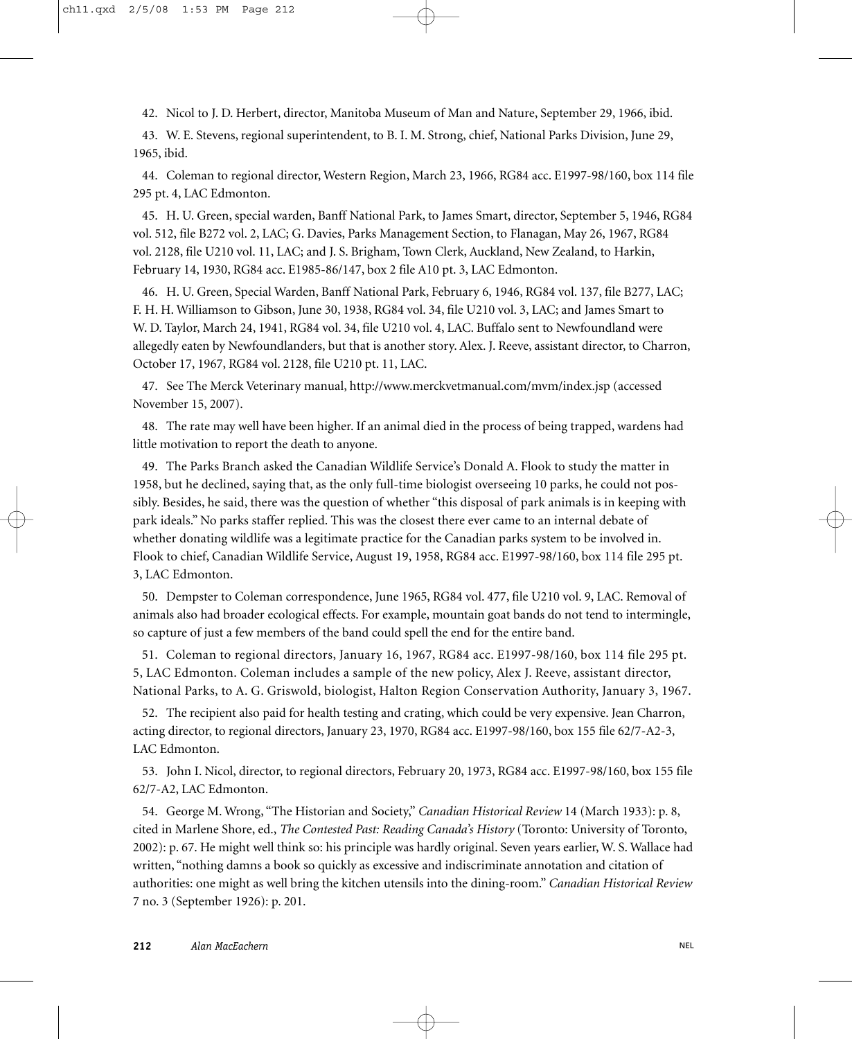42. Nicol to J. D. Herbert, director, Manitoba Museum of Man and Nature, September 29, 1966, ibid.

43. W. E. Stevens, regional superintendent, to B. I. M. Strong, chief, National Parks Division, June 29, 1965, ibid.

44. Coleman to regional director, Western Region, March 23, 1966, RG84 acc. E1997-98/160, box 114 file 295 pt. 4, LAC Edmonton.

45. H. U. Green, special warden, Banff National Park, to James Smart, director, September 5, 1946, RG84 vol. 512, file B272 vol. 2, LAC; G. Davies, Parks Management Section, to Flanagan, May 26, 1967, RG84 vol. 2128, file U210 vol. 11, LAC; and J. S. Brigham, Town Clerk, Auckland, New Zealand, to Harkin, February 14, 1930, RG84 acc. E1985-86/147, box 2 file A10 pt. 3, LAC Edmonton.

46. H. U. Green, Special Warden, Banff National Park, February 6, 1946, RG84 vol. 137, file B277, LAC; F. H. H. Williamson to Gibson, June 30, 1938, RG84 vol. 34, file U210 vol. 3, LAC; and James Smart to W. D. Taylor, March 24, 1941, RG84 vol. 34, file U210 vol. 4, LAC. Buffalo sent to Newfoundland were allegedly eaten by Newfoundlanders, but that is another story. Alex. J. Reeve, assistant director, to Charron, October 17, 1967, RG84 vol. 2128, file U210 pt. 11, LAC.

47. See The Merck Veterinary manual, http://www.merckvetmanual.com/mvm/index.jsp (accessed November 15, 2007).

48. The rate may well have been higher. If an animal died in the process of being trapped, wardens had little motivation to report the death to anyone.

49. The Parks Branch asked the Canadian Wildlife Service's Donald A. Flook to study the matter in 1958, but he declined, saying that, as the only full-time biologist overseeing 10 parks, he could not possibly. Besides, he said, there was the question of whether "this disposal of park animals is in keeping with park ideals." No parks staffer replied. This was the closest there ever came to an internal debate of whether donating wildlife was a legitimate practice for the Canadian parks system to be involved in. Flook to chief, Canadian Wildlife Service, August 19, 1958, RG84 acc. E1997-98/160, box 114 file 295 pt. 3, LAC Edmonton.

50. Dempster to Coleman correspondence, June 1965, RG84 vol. 477, file U210 vol. 9, LAC. Removal of animals also had broader ecological effects. For example, mountain goat bands do not tend to intermingle, so capture of just a few members of the band could spell the end for the entire band.

51. Coleman to regional directors, January 16, 1967, RG84 acc. E1997-98/160, box 114 file 295 pt. 5, LAC Edmonton. Coleman includes a sample of the new policy, Alex J. Reeve, assistant director, National Parks, to A. G. Griswold, biologist, Halton Region Conservation Authority, January 3, 1967.

52. The recipient also paid for health testing and crating, which could be very expensive. Jean Charron, acting director, to regional directors, January 23, 1970, RG84 acc. E1997-98/160, box 155 file 62/7-A2-3, LAC Edmonton.

53. John I. Nicol, director, to regional directors, February 20, 1973, RG84 acc. E1997-98/160, box 155 file 62/7-A2, LAC Edmonton.

54. George M. Wrong, "The Historian and Society," *Canadian Historical Review* 14 (March 1933): p. 8, cited in Marlene Shore, ed., *The Contested Past: Reading Canada's History* (Toronto: University of Toronto, 2002): p. 67. He might well think so: his principle was hardly original. Seven years earlier, W. S. Wallace had written, "nothing damns a book so quickly as excessive and indiscriminate annotation and citation of authorities: one might as well bring the kitchen utensils into the dining-room." *Canadian Historical Review* 7 no. 3 (September 1926): p. 201.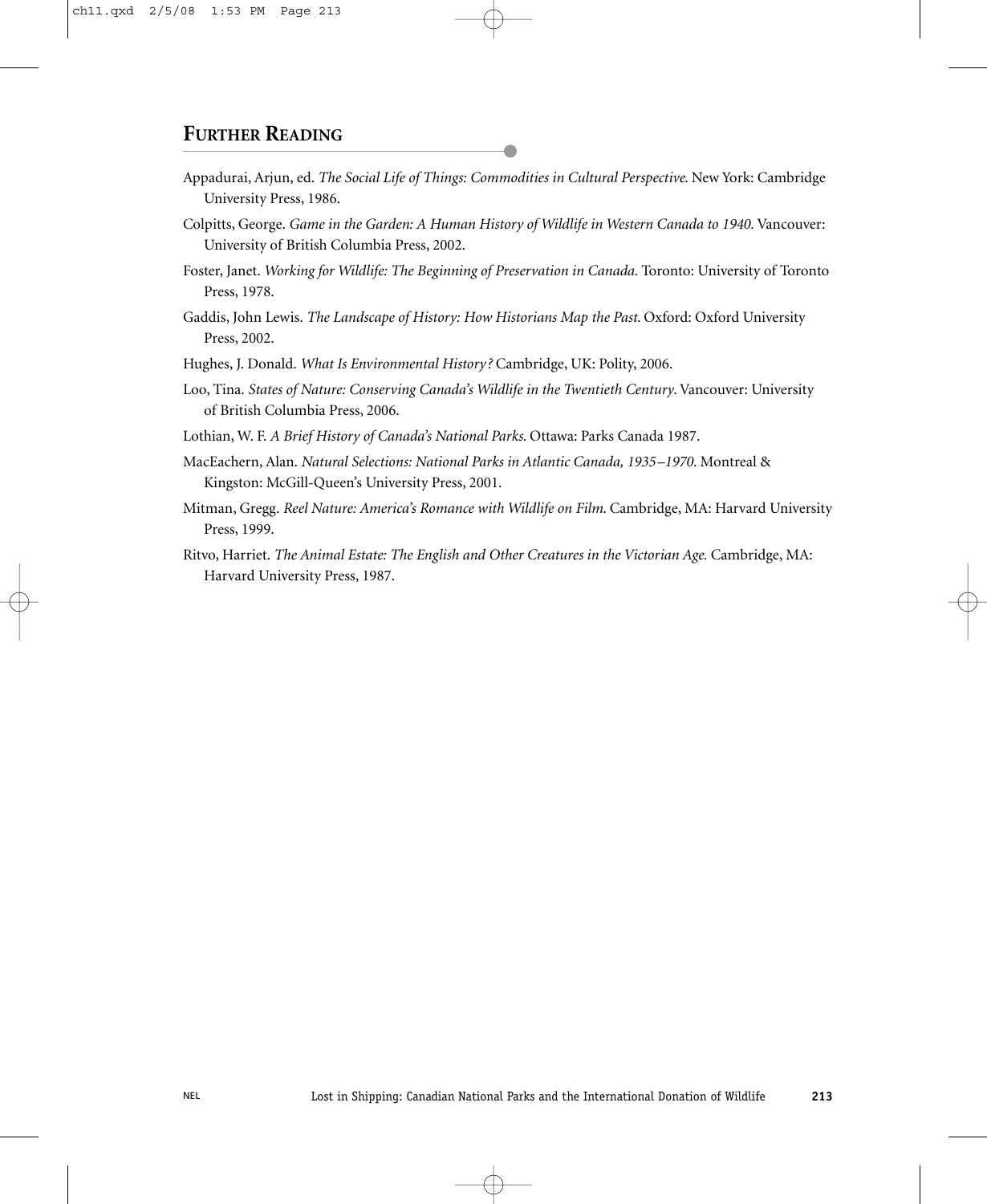## Further Reading

Appadurai, Arjun, ed. *The Social Life of Things: Commodities in Cultural Perspective.* New York: Cambridge University Press, 1986.

Colpitts, George. *Game in the Garden: A Human History of Wildlife in Western Canada to 1940.* Vancouver: University of British Columbia Press, 2002.

Foster, Janet. *Working for Wildlife: The Beginning of Preservation in Canada.* Toronto: University of Toronto Press, 1978.

Gaddis, John Lewis. *The Landscape of History: How Historians Map the Past.* Oxford: Oxford University Press, 2002.

Hughes, J. Donald. *What Is Environmental History?* Cambridge, UK: Polity, 2006.

Loo, Tina. *States of Nature: Conserving Canada's Wildlife in the Twentieth Century.* Vancouver: University of British Columbia Press, 2006.

Lothian, W. F. *A Brief History of Canada's National Parks.* Ottawa: Parks Canada 1987.

MacEachern, Alan. *Natural Selections: National Parks in Atlantic Canada, 1935–1970.* Montreal & Kingston: McGill-Queen's University Press, 2001.

Mitman, Gregg. *Reel Nature: America's Romance with Wildlife on Film.* Cambridge, MA: Harvard University Press, 1999.

Ritvo, Harriet. *The Animal Estate: The English and Other Creatures in the Victorian Age.* Cambridge, MA: Harvard University Press, 1987.